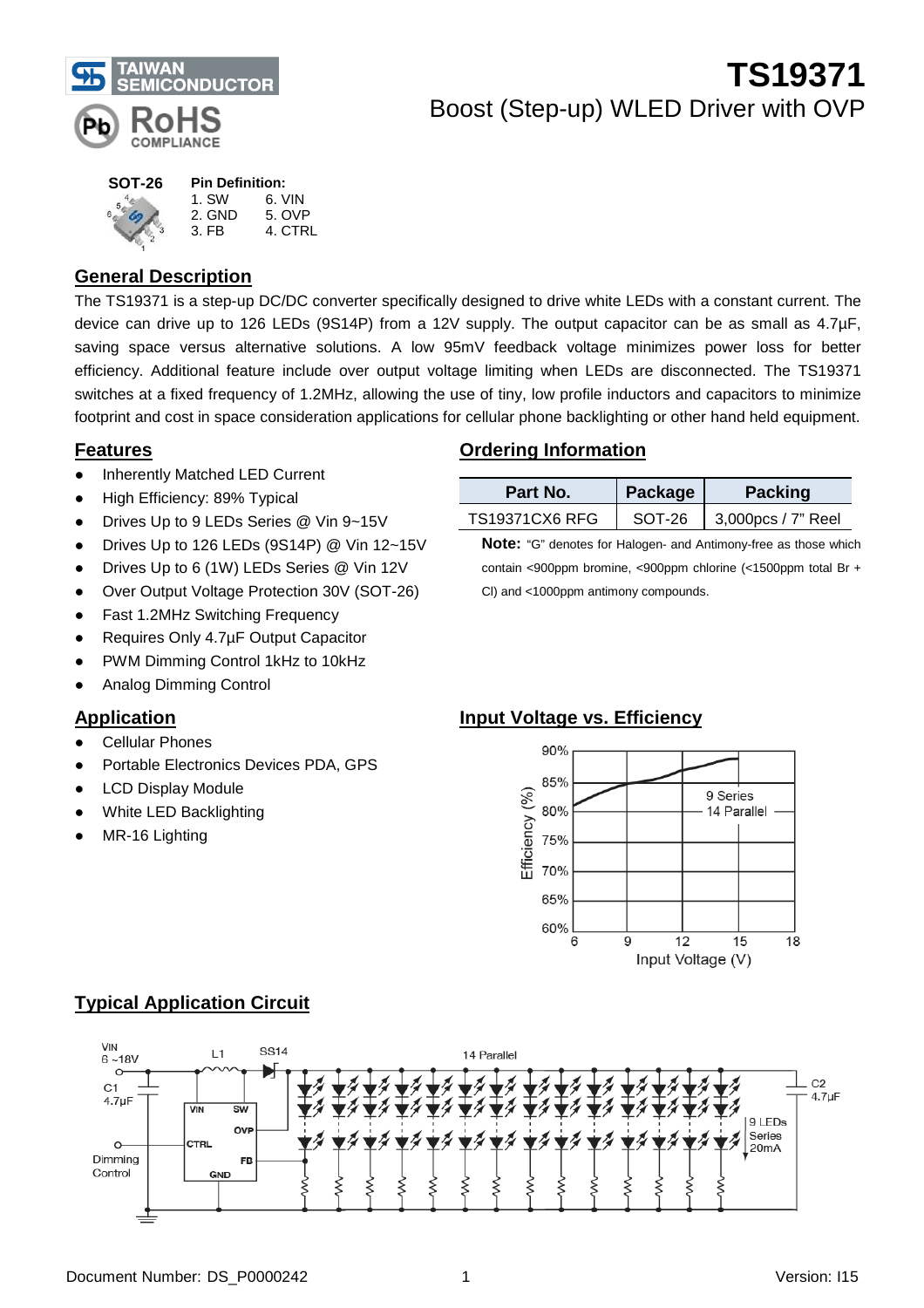# TS19371

## Boost (Step-up) WLED Driver with OVP

**SOT-26**

**Pin Definition:**

| | |
|---|---|
| 1. SW | 6. VIN |
| 2. GND | 5. OVP |
| 3. FB | 4. CTRL |

## General Description

The TS19371 is a step-up DC/DC converter specifically designed to drive white LEDs with a constant current. The device can drive up to 126 LEDs (9S14P) from a 12V supply. The output capacitor can be as small as 4.7µF, saving space versus alternative solutions. A low 95mV feedback voltage minimizes power loss for better efficiency. Additional feature include over output voltage limiting when LEDs are disconnected. The TS19371 switches at a fixed frequency of 1.2MHz, allowing the use of tiny, low profile inductors and capacitors to minimize footprint and cost in space consideration applications for cellular phone backlighting or other hand held equipment.

## Features

- Inherently Matched LED Current
- High Efficiency: 89% Typical
- Drives Up to 9 LEDs Series @ Vin 9~15V
- Drives Up to 126 LEDs (9S14P) @ Vin 12~15V
- Drives Up to 6 (1W) LEDs Series @ Vin 12V
- Over Output Voltage Protection 30V (SOT-26)
- Fast 1.2MHz Switching Frequency
- Requires Only 4.7µF Output Capacitor
- PWM Dimming Control 1kHz to 10kHz
- Analog Dimming Control

## Ordering Information

| Part No. | Package | Packing |
|---|---|---|
| TS19371CX6 RFG | SOT-26 | 3,000pcs / 7" Reel |

**Note:** "G" denotes for Halogen- and Antimony-free as those which contain <900ppm bromine, <900ppm chlorine (<1500ppm total Br + Cl) and <1000ppm antimony compounds.

## Application

- Cellular Phones
- Portable Electronics Devices PDA, GPS
- LCD Display Module
- White LED Backlighting
- MR-16 Lighting

## Input Voltage vs. Efficiency

## Typical Application Circuit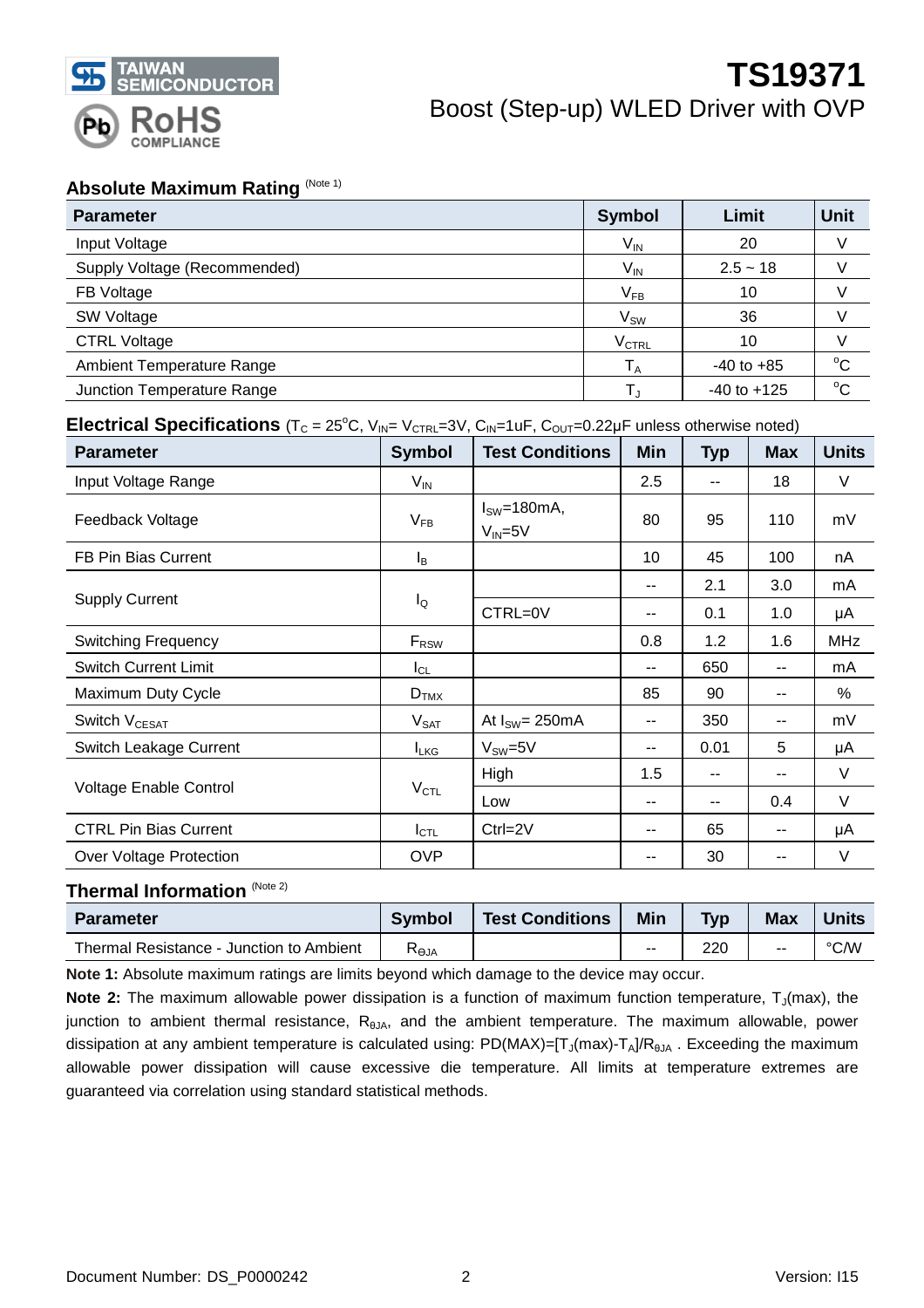## Absolute Maximum Rating (Note 1)

| Parameter | Symbol | Limit | Unit |
|---|---|---|---|
| Input Voltage | $V_{IN}$ | 20 | V |
| Supply Voltage (Recommended) | $V_{IN}$ | 2.5 ~ 18 | V |
| FB Voltage | $V_{FB}$ | 10 | V |
| SW Voltage | $V_{SW}$ | 36 | V |
| CTRL Voltage | $V_{CTRL}$ | 10 | V |
| Ambient Temperature Range | $T_A$ | -40 to +85 | °C |
| Junction Temperature Range | $T_J$ | -40 to +125 | °C |

## Electrical Specifications ($T_C$ = 25°C, $V_{IN}$= $V_{CTRL}$=3V, $C_{IN}$=1uF, $C_{OUT}$=0.22μF unless otherwise noted)

| Parameter | Symbol | Test Conditions | Min | Typ | Max | Units |
|---|---|---|---|---|---|---|
| Input Voltage Range | $V_{IN}$ | | 2.5 | -- | 18 | V |
| Feedback Voltage | $V_{FB}$ | $I_{SW}$=180mA, $V_{IN}$=5V | 80 | 95 | 110 | mV |
| FB Pin Bias Current | $I_B$ | | 10 | 45 | 100 | nA |
| Supply Current | $I_Q$ | | -- | 2.1 | 3.0 | mA |
| | | CTRL=0V | -- | 0.1 | 1.0 | μA |
| Switching Frequency | $F_{RSW}$ | | 0.8 | 1.2 | 1.6 | MHz |
| Switch Current Limit | $I_{CL}$ | | -- | 650 | -- | mA |
| Maximum Duty Cycle | $D_{TMX}$ | | 85 | 90 | -- | % |
| Switch $V_{CESAT}$ | $V_{SAT}$ | At $I_{SW}$= 250mA | -- | 350 | -- | mV |
| Switch Leakage Current | $I_{LKG}$ | $V_{SW}$=5V | -- | 0.01 | 5 | μA |
| Voltage Enable Control | $V_{CTL}$ | High | 1.5 | -- | -- | V |
| | | Low | -- | -- | 0.4 | V |
| CTRL Pin Bias Current | $I_{CTL}$ | Ctrl=2V | -- | 65 | -- | μA |
| Over Voltage Protection | OVP | | -- | 30 | -- | V |

## Thermal Information (Note 2)

| Parameter | Symbol | Test Conditions | Min | Typ | Max | Units |
|---|---|---|---|---|---|---|
| Thermal Resistance - Junction to Ambient | $R_{\theta JA}$ | | -- | 220 | -- | °C/W |

**Note 1:** Absolute maximum ratings are limits beyond which damage to the device may occur.

**Note 2:** The maximum allowable power dissipation is a function of maximum function temperature, $T_J$(max), the junction to ambient thermal resistance, $R_{\theta JA}$, and the ambient temperature. The maximum allowable, power dissipation at any ambient temperature is calculated using: PD(MAX)=[$T_J$(max)-$T_A$]/$R_{\theta JA}$ . Exceeding the maximum allowable power dissipation will cause excessive die temperature. All limits at temperature extremes are guaranteed via correlation using standard statistical methods.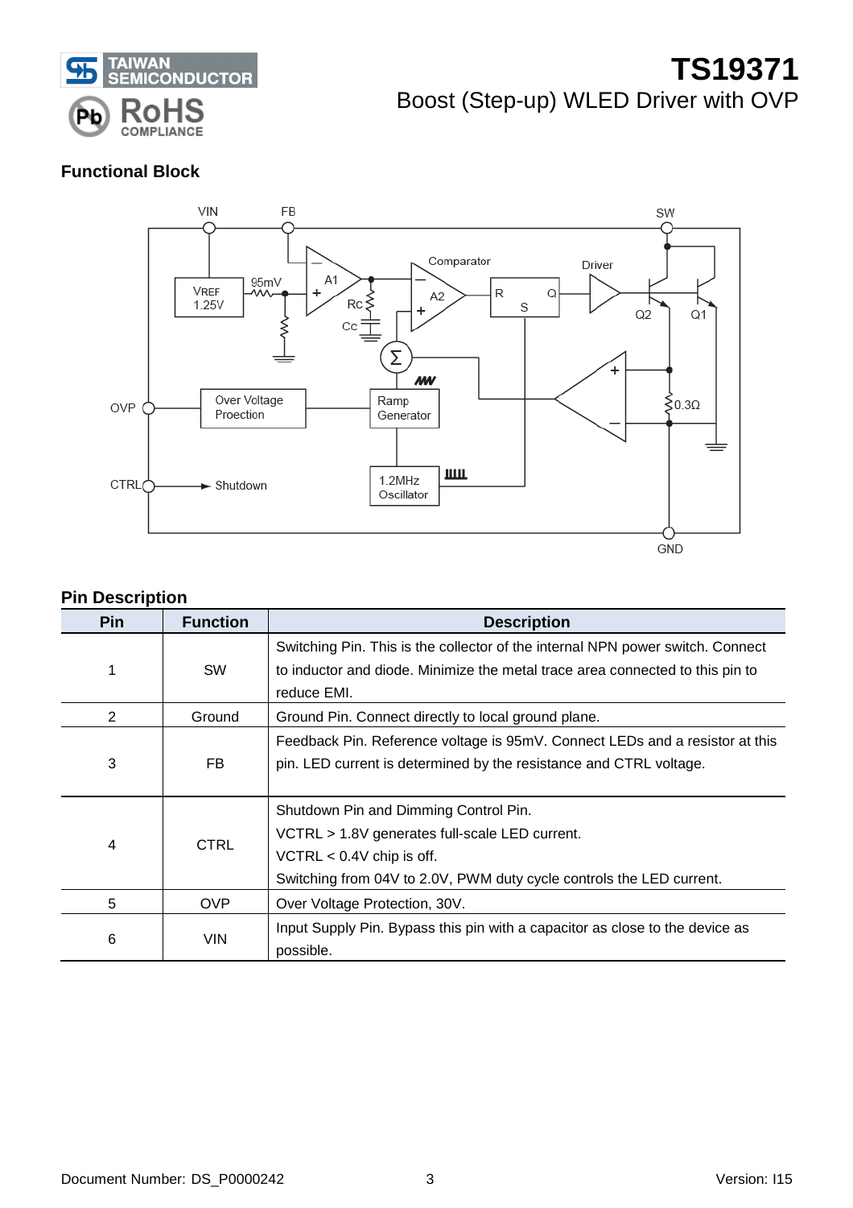## Functional Block

## Pin Description

| Pin | Function | Description |
|---|---|---|
| 1 | SW | Switching Pin. This is the collector of the internal NPN power switch. Connect to inductor and diode. Minimize the metal trace area connected to this pin to reduce EMI. |
| 2 | Ground | Ground Pin. Connect directly to local ground plane. |
| 3 | FB | Feedback Pin. Reference voltage is 95mV. Connect LEDs and a resistor at this pin. LED current is determined by the resistance and CTRL voltage. |
| 4 | CTRL | Shutdown Pin and Dimming Control Pin.<br>VCTRL > 1.8V generates full-scale LED current.<br>VCTRL < 0.4V chip is off.<br>Switching from 04V to 2.0V, PWM duty cycle controls the LED current. |
| 5 | OVP | Over Voltage Protection, 30V. |
| 6 | VIN | Input Supply Pin. Bypass this pin with a capacitor as close to the device as possible. |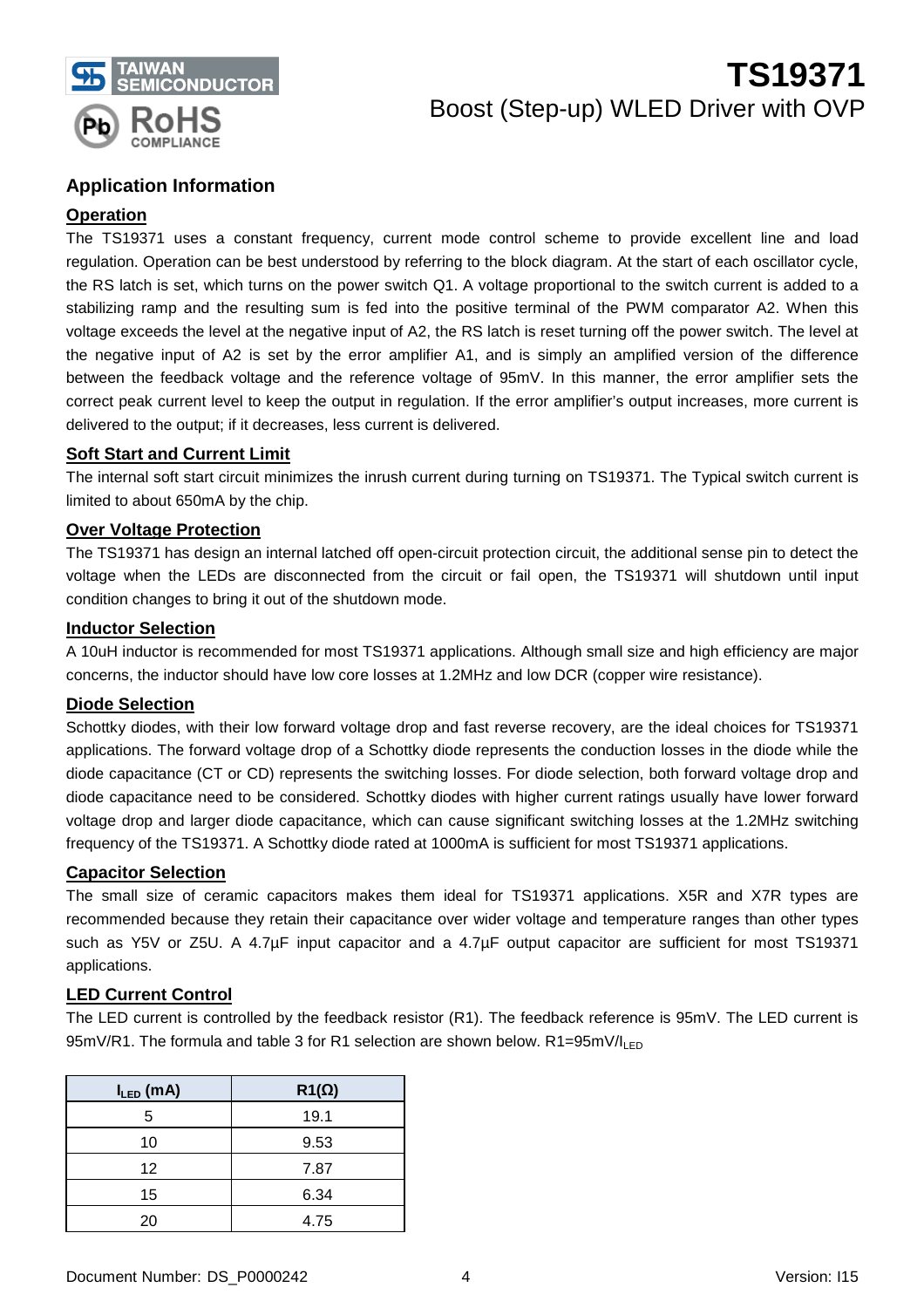## Application Information

### Operation

The TS19371 uses a constant frequency, current mode control scheme to provide excellent line and load regulation. Operation can be best understood by referring to the block diagram. At the start of each oscillator cycle, the RS latch is set, which turns on the power switch Q1. A voltage proportional to the switch current is added to a stabilizing ramp and the resulting sum is fed into the positive terminal of the PWM comparator A2. When this voltage exceeds the level at the negative input of A2, the RS latch is reset turning off the power switch. The level at the negative input of A2 is set by the error amplifier A1, and is simply an amplified version of the difference between the feedback voltage and the reference voltage of 95mV. In this manner, the error amplifier sets the correct peak current level to keep the output in regulation. If the error amplifier's output increases, more current is delivered to the output; if it decreases, less current is delivered.

### Soft Start and Current Limit

The internal soft start circuit minimizes the inrush current during turning on TS19371. The Typical switch current is limited to about 650mA by the chip.

### Over Voltage Protection

The TS19371 has design an internal latched off open-circuit protection circuit, the additional sense pin to detect the voltage when the LEDs are disconnected from the circuit or fail open, the TS19371 will shutdown until input condition changes to bring it out of the shutdown mode.

### Inductor Selection

A 10uH inductor is recommended for most TS19371 applications. Although small size and high efficiency are major concerns, the inductor should have low core losses at 1.2MHz and low DCR (copper wire resistance).

### Diode Selection

Schottky diodes, with their low forward voltage drop and fast reverse recovery, are the ideal choices for TS19371 applications. The forward voltage drop of a Schottky diode represents the conduction losses in the diode while the diode capacitance (CT or CD) represents the switching losses. For diode selection, both forward voltage drop and diode capacitance need to be considered. Schottky diodes with higher current ratings usually have lower forward voltage drop and larger diode capacitance, which can cause significant switching losses at the 1.2MHz switching frequency of the TS19371. A Schottky diode rated at 1000mA is sufficient for most TS19371 applications.

### Capacitor Selection

The small size of ceramic capacitors makes them ideal for TS19371 applications. X5R and X7R types are recommended because they retain their capacitance over wider voltage and temperature ranges than other types such as Y5V or Z5U. A 4.7μF input capacitor and a 4.7μF output capacitor are sufficient for most TS19371 applications.

### LED Current Control

The LED current is controlled by the feedback resistor (R1). The feedback reference is 95mV. The LED current is 95mV/R1. The formula and table 3 for R1 selection are shown below. $R1=95mV/I_{LED}$

| $I_{LED}$ (mA) | R1(Ω) |
|---|---|
| 5 | 19.1 |
| 10 | 9.53 |
| 12 | 7.87 |
| 15 | 6.34 |
| 20 | 4.75 |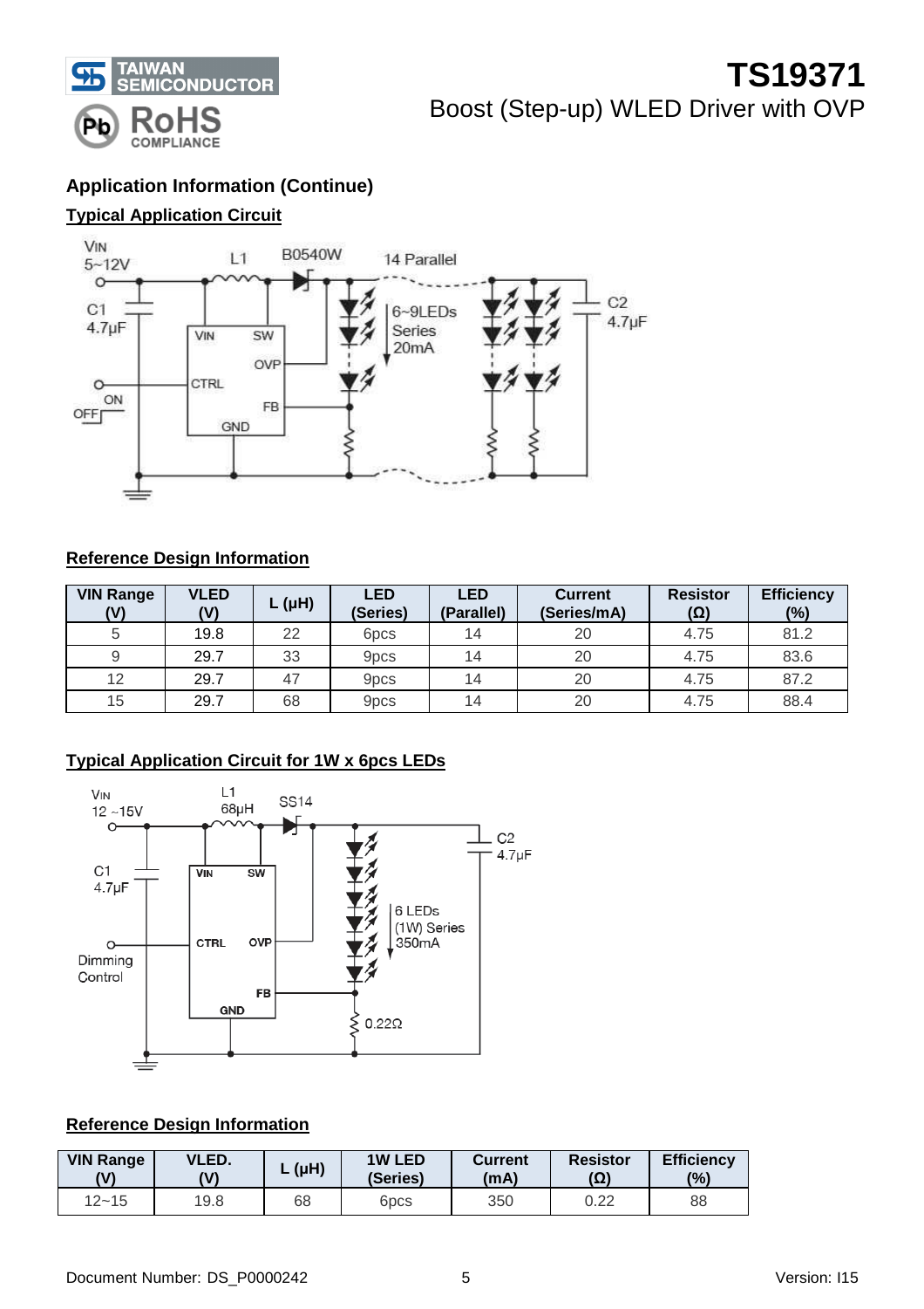## Application Information (Continue)

### Typical Application Circuit

### Reference Design Information

| VIN Range (V) | VLED (V) | L (μH) | LED (Series) | LED (Parallel) | Current (Series/mA) | Resistor (Ω) | Efficiency (%) |
|---|---|---|---|---|---|---|---|
| 5 | 19.8 | 22 | 6pcs | 14 | 20 | 4.75 | 81.2 |
| 9 | 29.7 | 33 | 9pcs | 14 | 20 | 4.75 | 83.6 |
| 12 | 29.7 | 47 | 9pcs | 14 | 20 | 4.75 | 87.2 |
| 15 | 29.7 | 68 | 9pcs | 14 | 20 | 4.75 | 88.4 |

### Typical Application Circuit for 1W x 6pcs LEDs

### Reference Design Information

| VIN Range (V) | VLED. (V) | L (μH) | 1W LED (Series) | Current (mA) | Resistor (Ω) | Efficiency (%) |
|---|---|---|---|---|---|---|
| 12~15 | 19.8 | 68 | 6pcs | 350 | 0.22 | 88 |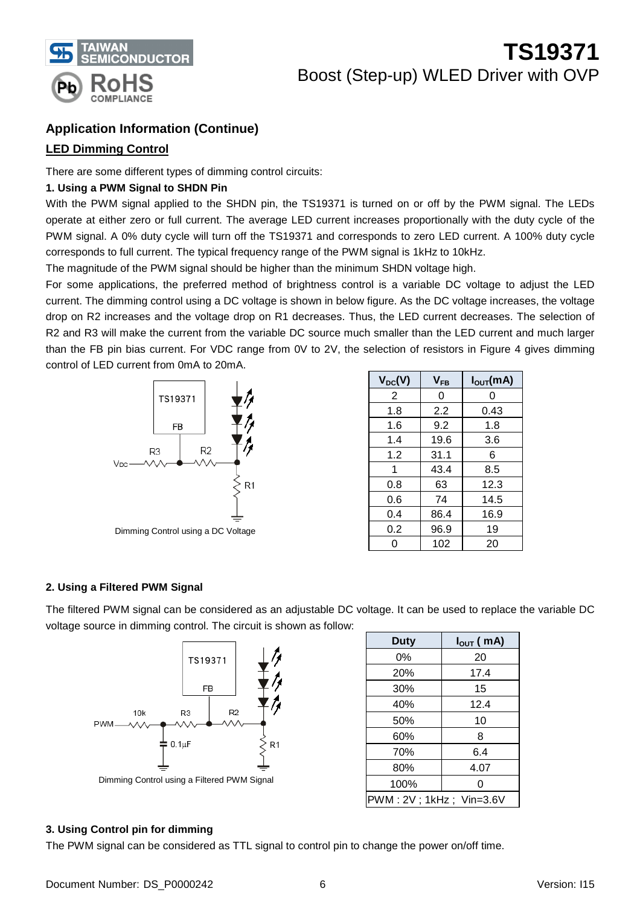## Application Information (Continue)

### LED Dimming Control

There are some different types of dimming control circuits:

**1. Using a PWM Signal to SHDN Pin**

With the PWM signal applied to the SHDN pin, the TS19371 is turned on or off by the PWM signal. The LEDs operate at either zero or full current. The average LED current increases proportionally with the duty cycle of the PWM signal. A 0% duty cycle will turn off the TS19371 and corresponds to zero LED current. A 100% duty cycle corresponds to full current. The typical frequency range of the PWM signal is 1kHz to 10kHz.

The magnitude of the PWM signal should be higher than the minimum SHDN voltage high.

For some applications, the preferred method of brightness control is a variable DC voltage to adjust the LED current. The dimming control using a DC voltage is shown in below figure. As the DC voltage increases, the voltage drop on R2 increases and the voltage drop on R1 decreases. Thus, the LED current decreases. The selection of R2 and R3 will make the current from the variable DC source much smaller than the LED current and much larger than the FB pin bias current. For VDC range from 0V to 2V, the selection of resistors in Figure 4 gives dimming control of LED current from 0mA to 20mA.

Dimming Control using a DC Voltage

| $V_{DC}$(V) | $V_{FB}$ | $I_{OUT}$(mA) |
|---|---|---|
| 2 | 0 | 0 |
| 1.8 | 2.2 | 0.43 |
| 1.6 | 9.2 | 1.8 |
| 1.4 | 19.6 | 3.6 |
| 1.2 | 31.1 | 6 |
| 1 | 43.4 | 8.5 |
| 0.8 | 63 | 12.3 |
| 0.6 | 74 | 14.5 |
| 0.4 | 86.4 | 16.9 |
| 0.2 | 96.9 | 19 |
| 0 | 102 | 20 |

**2. Using a Filtered PWM Signal**

The filtered PWM signal can be considered as an adjustable DC voltage. It can be used to replace the variable DC voltage source in dimming control. The circuit is shown as follow:

Dimming Control using a Filtered PWM Signal

| Duty | $I_{OUT}$ ( mA) |
|---|---|
| 0% | 20 |
| 20% | 17.4 |
| 30% | 15 |
| 40% | 12.4 |
| 50% | 10 |
| 60% | 8 |
| 70% | 6.4 |
| 80% | 4.07 |
| 100% | 0 |
| PWM : 2V ; 1kHz ; Vin=3.6V | |

**3. Using Control pin for dimming**

The PWM signal can be considered as TTL signal to control pin to change the power on/off time.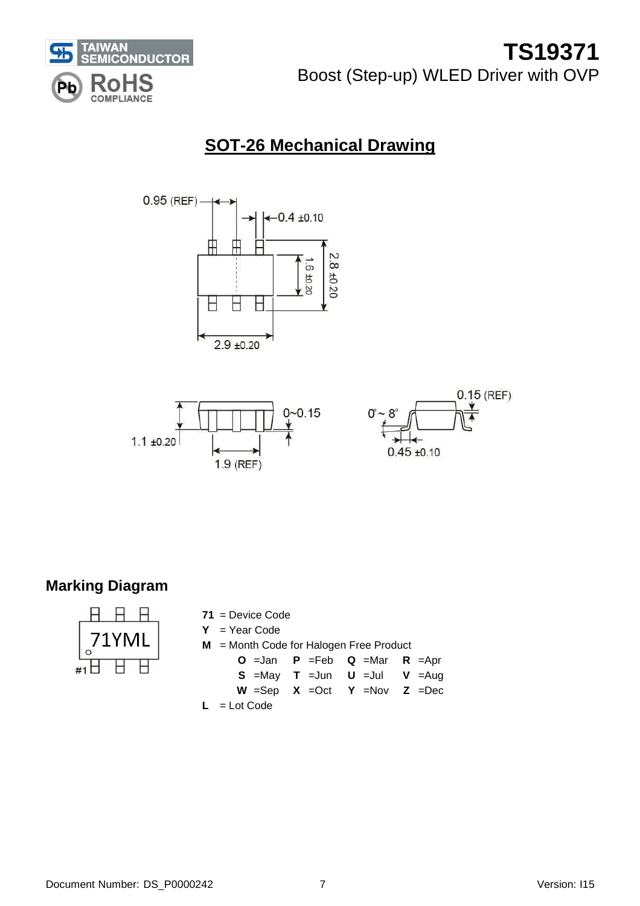## SOT-26 Mechanical Drawing

0.95 (REF)

0.4 ±0.10

1.6 ±0.20

2.8 ±0.20

2.9 ±0.20

1.1 ±0.20

0~0.15

1.9 (REF)

0° ~ 8°

0.15 (REF)

0.45 ±0.10

## Marking Diagram

71YML

#1

**71** = Device Code

**Y** = Year Code

**M** = Month Code for Halogen Free Product

| | | | |
|---|---|---|---|
| **O** =Jan | **P** =Feb | **Q** =Mar | **R** =Apr |
| **S** =May | **T** =Jun | **U** =Jul | **V** =Aug |
| **W** =Sep | **X** =Oct | **Y** =Nov | **Z** =Dec |

**L** = Lot Code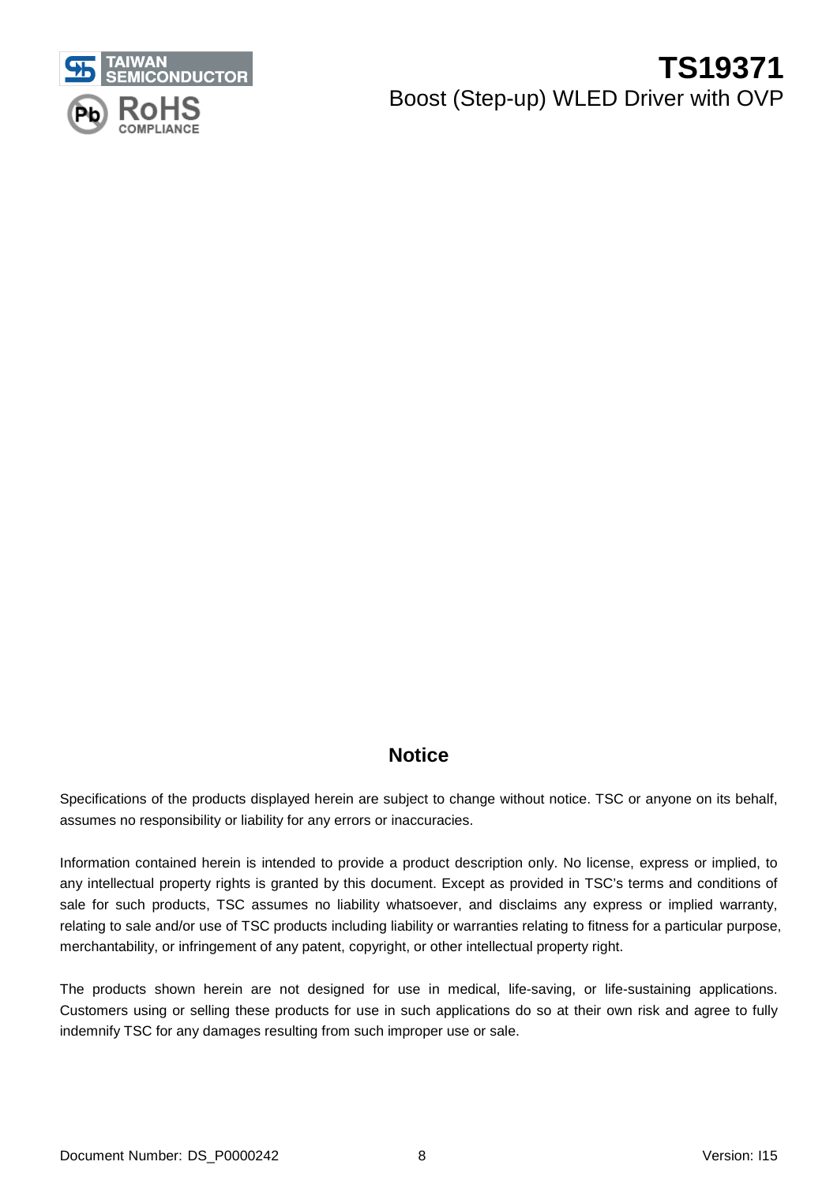## Notice

Specifications of the products displayed herein are subject to change without notice. TSC or anyone on its behalf, assumes no responsibility or liability for any errors or inaccuracies.

Information contained herein is intended to provide a product description only. No license, express or implied, to any intellectual property rights is granted by this document. Except as provided in TSC's terms and conditions of sale for such products, TSC assumes no liability whatsoever, and disclaims any express or implied warranty, relating to sale and/or use of TSC products including liability or warranties relating to fitness for a particular purpose, merchantability, or infringement of any patent, copyright, or other intellectual property right.

The products shown herein are not designed for use in medical, life-saving, or life-sustaining applications. Customers using or selling these products for use in such applications do so at their own risk and agree to fully indemnify TSC for any damages resulting from such improper use or sale.